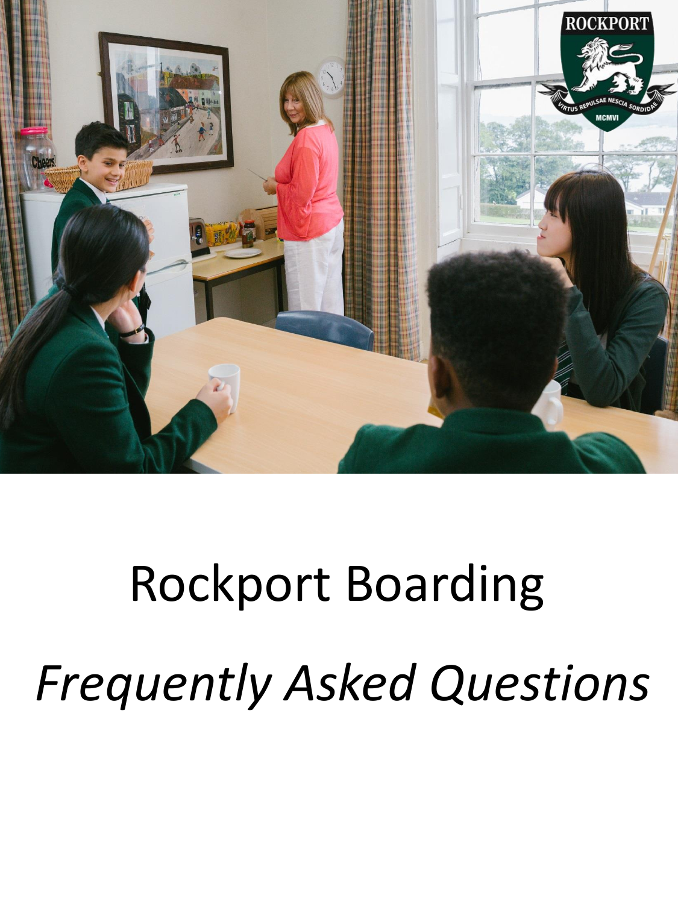# Rockport Boarding

*Frequently Asked Questions*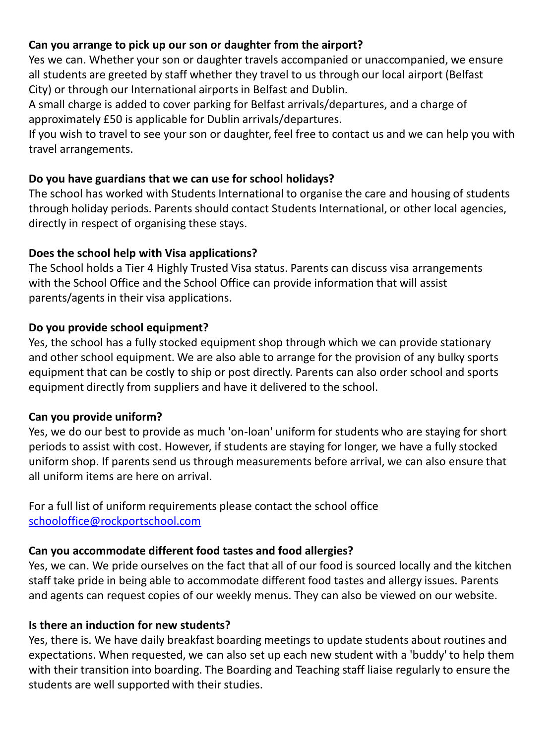**Can you arrange to pick up our son or daughter from the airport?**

Yes we can. Whether your son or daughter travels accompanied or unaccompanied, we ensure all students are greeted by staff whether they travel to us through our local airport (Belfast City) or through our International airports in Belfast and Dublin.

A small charge is added to cover parking for Belfast arrivals/departures, and a charge of approximately £50 is applicable for Dublin arrivals/departures.

If you wish to travel to see your son or daughter, feel free to contact us and we can help you with travel arrangements.

**Do you have guardians that we can use for school holidays?**

The school has worked with Students International to organise the care and housing of students through holiday periods. Parents should contact Students International, or other local agencies, directly in respect of organising these stays.

**Does the school help with Visa applications?**

The School holds a Tier 4 Highly Trusted Visa status. Parents can discuss visa arrangements with the School Office and the School Office can provide information that will assist parents/agents in their visa applications.

**Do you provide school equipment?**

Yes, the school has a fully stocked equipment shop through which we can provide stationary and other school equipment. We are also able to arrange for the provision of any bulky sports equipment that can be costly to ship or post directly. Parents can also order school and sports equipment directly from suppliers and have it delivered to the school.

**Can you provide uniform?**

Yes, we do our best to provide as much 'on-loan' uniform for students who are staying for short periods to assist with cost. However, if students are staying for longer, we have a fully stocked uniform shop. If parents send us through measurements before arrival, we can also ensure that all uniform items are here on arrival.

For a full list of uniform requirements please contact the school office [schooloffice@rockportschool.com](mailto:schooloffice@rockportschool.com)

**Can you accommodate different food tastes and food allergies?**

Yes, we can. We pride ourselves on the fact that all of our food is sourced locally and the kitchen staff take pride in being able to accommodate different food tastes and allergy issues. Parents and agents can request copies of our weekly menus. They can also be viewed on our website.

**Is there an induction for new students?**

Yes, there is. We have daily breakfast boarding meetings to update students about routines and expectations. When requested, we can also set up each new student with a 'buddy' to help them with their transition into boarding. The Boarding and Teaching staff liaise regularly to ensure the students are well supported with their studies.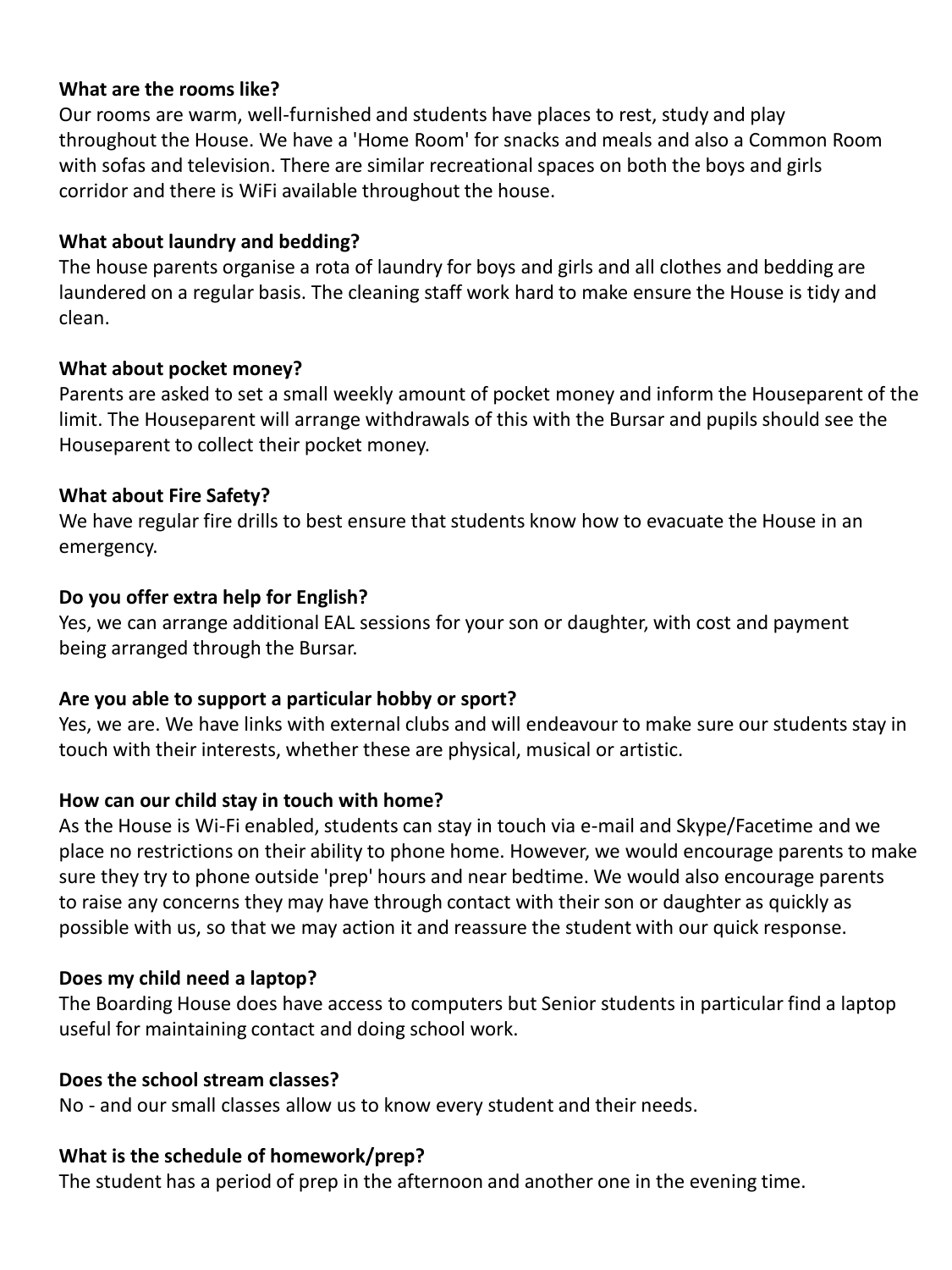**What are the rooms like?**
Our rooms are warm, well-furnished and students have places to rest, study and play throughout the House. We have a 'Home Room' for snacks and meals and also a Common Room with sofas and television. There are similar recreational spaces on both the boys and girls corridor and there is WiFi available throughout the house.

**What about laundry and bedding?**
The house parents organise a rota of laundry for boys and girls and all clothes and bedding are laundered on a regular basis. The cleaning staff work hard to make ensure the House is tidy and clean.

**What about pocket money?**
Parents are asked to set a small weekly amount of pocket money and inform the Houseparent of the limit. The Houseparent will arrange withdrawals of this with the Bursar and pupils should see the Houseparent to collect their pocket money.

**What about Fire Safety?**
We have regular fire drills to best ensure that students know how to evacuate the House in an emergency.

**Do you offer extra help for English?**
Yes, we can arrange additional EAL sessions for your son or daughter, with cost and payment being arranged through the Bursar.

**Are you able to support a particular hobby or sport?**
Yes, we are. We have links with external clubs and will endeavour to make sure our students stay in touch with their interests, whether these are physical, musical or artistic.

**How can our child stay in touch with home?**
As the House is Wi-Fi enabled, students can stay in touch via e-mail and Skype/Facetime and we place no restrictions on their ability to phone home. However, we would encourage parents to make sure they try to phone outside 'prep' hours and near bedtime. We would also encourage parents to raise any concerns they may have through contact with their son or daughter as quickly as possible with us, so that we may action it and reassure the student with our quick response.

**Does my child need a laptop?**
The Boarding House does have access to computers but Senior students in particular find a laptop useful for maintaining contact and doing school work.

**Does the school stream classes?**
No - and our small classes allow us to know every student and their needs.

**What is the schedule of homework/prep?**
The student has a period of prep in the afternoon and another one in the evening time.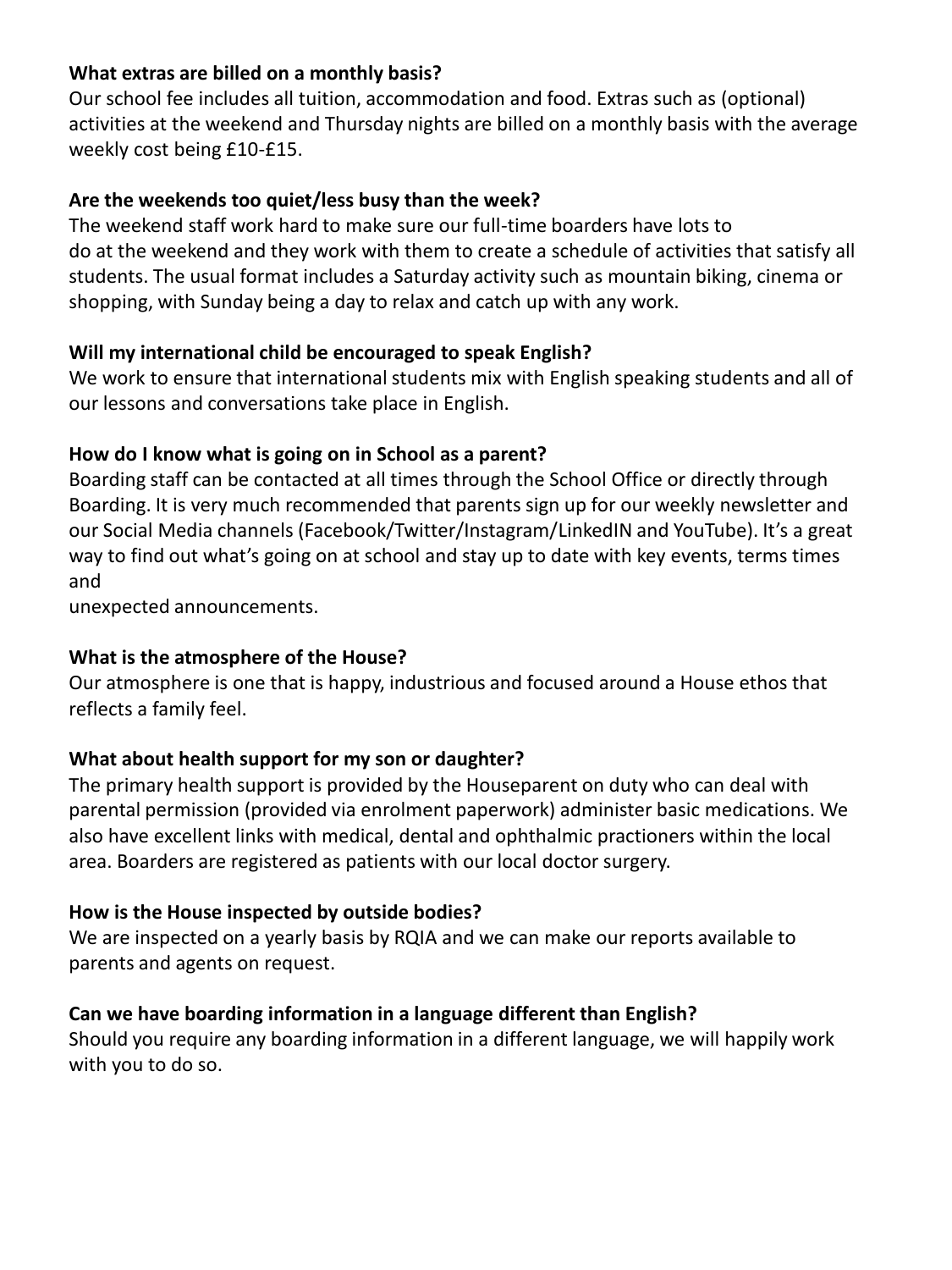**What extras are billed on a monthly basis?**
Our school fee includes all tuition, accommodation and food. Extras such as (optional) activities at the weekend and Thursday nights are billed on a monthly basis with the average weekly cost being £10-£15.

**Are the weekends too quiet/less busy than the week?**
The weekend staff work hard to make sure our full-time boarders have lots to do at the weekend and they work with them to create a schedule of activities that satisfy all students. The usual format includes a Saturday activity such as mountain biking, cinema or shopping, with Sunday being a day to relax and catch up with any work.

**Will my international child be encouraged to speak English?**
We work to ensure that international students mix with English speaking students and all of our lessons and conversations take place in English.

**How do I know what is going on in School as a parent?**
Boarding staff can be contacted at all times through the School Office or directly through Boarding. It is very much recommended that parents sign up for our weekly newsletter and our Social Media channels (Facebook/Twitter/Instagram/LinkedIN and YouTube). It's a great way to find out what's going on at school and stay up to date with key events, terms times and
unexpected announcements.

**What is the atmosphere of the House?**
Our atmosphere is one that is happy, industrious and focused around a House ethos that reflects a family feel.

**What about health support for my son or daughter?**
The primary health support is provided by the Houseparent on duty who can deal with parental permission (provided via enrolment paperwork) administer basic medications. We also have excellent links with medical, dental and ophthalmic practioners within the local area. Boarders are registered as patients with our local doctor surgery.

**How is the House inspected by outside bodies?**
We are inspected on a yearly basis by RQIA and we can make our reports available to parents and agents on request.

**Can we have boarding information in a language different than English?**
Should you require any boarding information in a different language, we will happily work with you to do so.